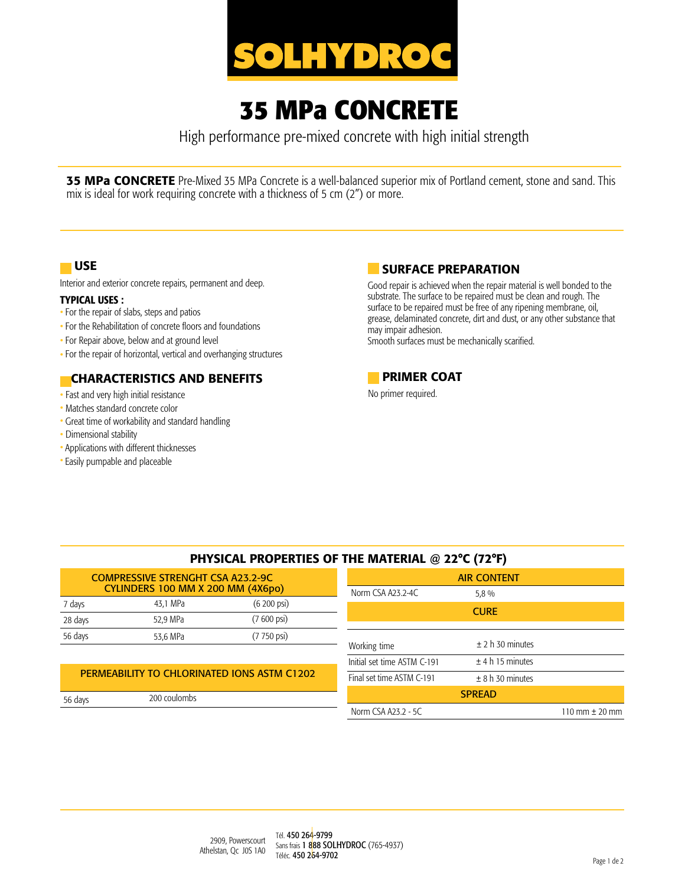# SOLHYDROC

# 35 MPa CONCRETE

High performance pre-mixed concrete with high initial strength

**35 MPa CONCRETE** Pre-Mixed 35 MPa Concrete is a well-balanced superior mix of Portland cement, stone and sand. This mix is ideal for work requiring concrete with a thickness of 5 cm (2") or more.

## USE

Interior and exterior concrete repairs, permanent and deep.

**TYPICAL USES :**

- For the repair of slabs, steps and patios
- For the Rehabilitation of concrete floors and foundations
- For Repair above, below and at ground level
- For the repair of horizontal, vertical and overhanging structures

## CHARACTERISTICS AND BENEFITS

- Fast and very high initial resistance
- Matches standard concrete color
- Great time of workability and standard handling
- Dimensional stability
- Applications with different thicknesses
- Easily pumpable and placeable

## SURFACE PREPARATION

Good repair is achieved when the repair material is well bonded to the substrate. The surface to be repaired must be clean and rough. The surface to be repaired must be free of any ripening membrane, oil, grease, delaminated concrete, dirt and dust, or any other substance that may impair adhesion.
Smooth surfaces must be mechanically scarified.

## PRIMER COAT

No primer required.

## PHYSICAL PROPERTIES OF THE MATERIAL @ 22°C (72°F)

| COMPRESSIVE STRENGHT CSA A23.2-9C CYLINDERS 100 MM X 200 MM (4X6po) | | |
|---|---|---|
| 7 days | 43,1 MPa | (6 200 psi) |
| 28 days | 52,9 MPa | (7 600 psi) |
| 56 days | 53,6 MPa | (7 750 psi) |

| PERMEABILITY TO CHLORINATED IONS ASTM C1202 | |
|---|---|
| 56 days | 200 coulombs |

| AIR CONTENT | |
|---|---|
| Norm CSA A23.2-4C | 5,8 % |

| CURE | |
|---|---|
| Working time | ± 2 h 30 minutes |
| Initial set time ASTM C-191 | ± 4 h 15 minutes |
| Final set time ASTM C-191 | ± 8 h 30 minutes |

| SPREAD | |
|---|---|
| Norm CSA A23.2 - 5C | 110 mm ± 20 mm |

2909, Powerscourt
Athelstan, Qc J0S 1A0

Tél. 450 264-9799
Sans frais 1 888 SOLHYDROC (765-4937)
Téléc. 450 264-9702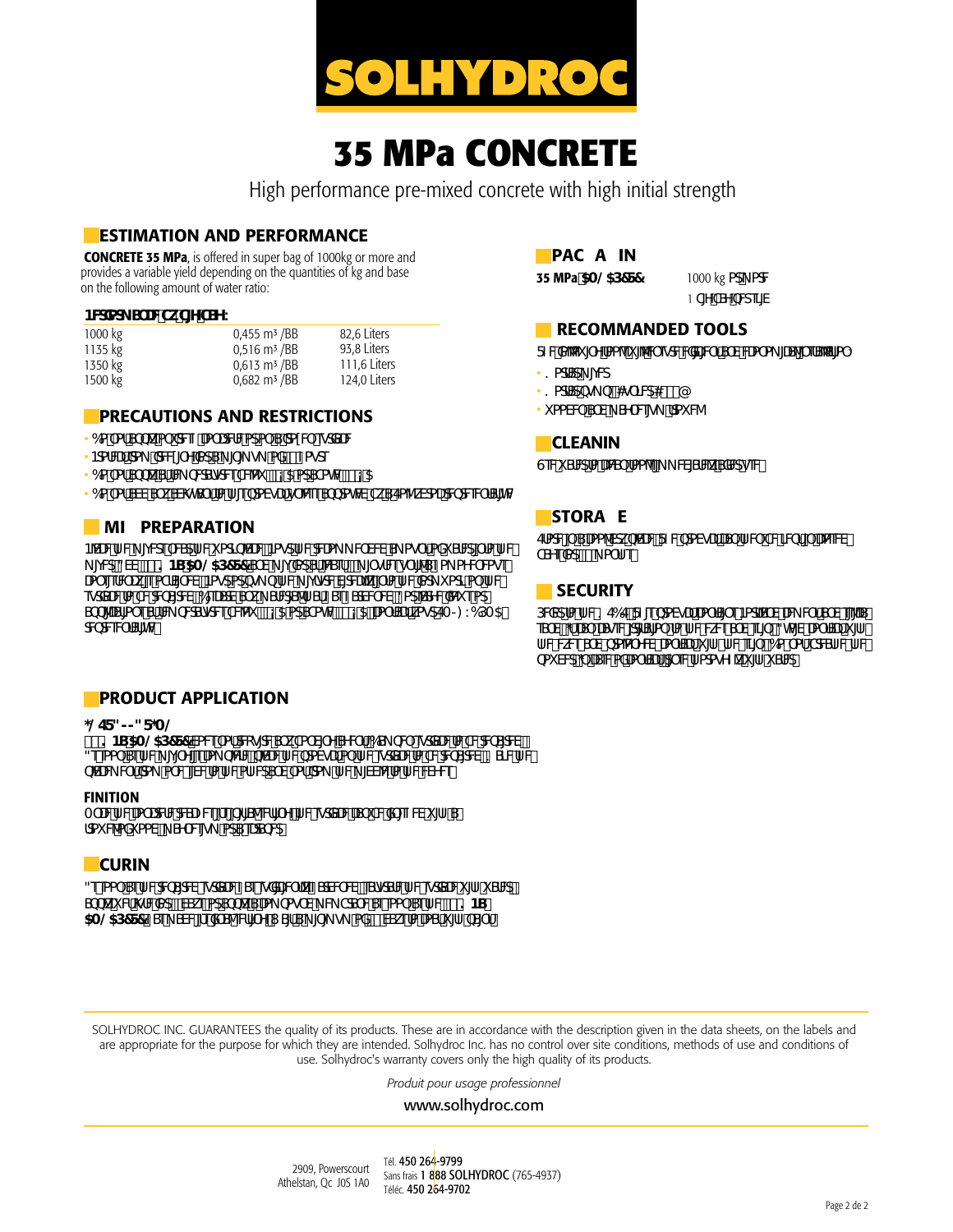## ESTIMATION AND PERFORMANCE

**CONCRETE 35 MPa**, is offered in super bag of 1000kg or more and provides a variable yield depending on the quantities of kg and base on the following amount of water ratio:

**1FSGPSNBODF CZ LH CBH:**

| | | |
|---|---|---|
| 1000 kg | 0,455 m³ /BB | 82,6 Liters |
| 1135 kg | 0,516 m³ /BB | 93,8 Liters |
| 1350 kg | 0,613 m³ /BB | 111,6 Liters |
| 1500 kg | 0,682 m³ /BB | 124,0 Liters |

## PRECAUTIONS AND RESTRICTIONS

- %P OPU BQQMZ PWFS DPOUBNJOBUFE PS GSP[FO TVSGBDF
- 1SPUFDU GSPN GSFF[JOH GPS B NJOJNVN PG  IPVST
- %P OPU BQQMZ BU UFNQFSBUVSFT CFMPX  ¡$ PS BCPWF  ¡$
- %P OPU BEE BOZ BEEJUJWFT UP UIF QSPEVDU VOMFTT BQQSPWFE CZ 4PMIZESPD SFQSFTFOUBUJWF

## MI PREPARATION

1MBDF UIF NJYFS PO B GMBU TVSGBDF XPSLBCMF UIF DPOUBJOFS XJMM CF VTFE UP NJY UIF NJYFS  EF  . 1B $0/$3&5& BOE NJYFS BU UIF TMPX TQFFE BEE UIF XBUFS VOUJM B IPNPHFOFPVT DPOTJTUFODZ JT PCUBJOFE 5IF QSPEVDU NVTU CF NJYFE GPS BU MFBTU  NJOVUFT UP BDIJFWF UIF TVSGBDF UP CF QSFQBSFE %P OPU BEE BOZ XBUFS BGUFS UIF NJYJOH IBT TUBSUFE 1SFQBSF UIF QSPEVDU BU B UFNQFSBUVSF PG  ¡$ PS BCPWF  ¡$ DPOUBDU ZPVS 40-):%30$ SFQSFTFOUBUJWF

## PRODUCT APPLICATION

***/45"--"5*0/**

. 1B $0/$3&5& EPFT OPU SFRVJSF BOZ CPOEJOH BHFOU "GUFS NJYJOH QSPEVDU TIPVME CF BQQMJFE "T TPPO BT UIF NJYJOH JT DPNQMFUF QMBDF UIF QSPEVDU PO UIF TVSGBDF UP CF SFQBJSFE BOE VTF UIF QMBDFNFOU UPPM GPS DPOTPMJEBUJPO PG UIF NBUFSJBM BOE UP SFNPWF BJS QPDLFUT

**FINITION**

0ODF UIF DPODSFUF SFBDIFT JUT JOJUJBM TFU GJOJTI UIF TVSGBDF BT EFTJSFE XJUI B USPXFM PS PUIFS BQQSPQSJBUF UPPMT

## CURIN

"T TPPO BT UIF SFQBJSFE TVSGBDF IBT TVGGJDJFOUMZ IBSEFOFE TBUVSBUF UIF TVSGBDF XJUI XBUFS BOE LFFQ JU NPJTU GPS  EBZT PS BQQMZ B DVSJOH DPNQPVOE . 1B $0/$3&5& IBT NFU JUT GJOBM TUSFOHUI BGUFS B NJOJNVN PG  EBZT PG DVSJOH

## PAC A IN

**35 MPa $0/$3&5&** 1000 kg PS NPSF

1 CJH CBH PS TVQFS TBDL

## RECOMMENDED TOOLS

5IF GPMMPXJOH UPPMT BSF SFDPNNFOEFE GPS UIF NJYJOH BOE BQQMJDBUJPO

- . PSUBS NJYFS
- . PSUBS QVNQ #VDLFU
- XPPEFO BOE NBHOFTJVN USPXFM

## CLEANIN

6TF XBUFS UP DMFBO UPPMT JNNFEJBUFMZ BGUFS VTF

## STORA E

4UPSF JO B DPPM ESZ QMBDF 5IF QSPEVDU DBO CF LFQU JO JUT DMPTFE CBH GPS  NPOUIT

## SECURITY

3FGFS UP UIF 4%4 5IJT QSPEVDU DPOUBJOT QPSUMBOE DFNFOU BOE TJMJDB TBOE 1SPMPOHFE FYQPTVSF NBZ DBVTF JSSJUBUJPO UP UIF FZFT BOE QSPMPOHFE DPOUBDU XJUI UIF TLJO %P OPU CSFBUIF UIF QPXEFS 8FBS QSPUFDUJWF HMPWFT BOE HPHHMFT

---

SOLHYDROC INC. GUARANTEES the quality of its products. These are in accordance with the description given in the data sheets, on the labels and are appropriate for the purpose for which they are intended. Solhydroc Inc. has no control over site conditions, methods of use and conditions of use. Solhydroc's warranty covers only the high quality of its products.

*Produit pour usage professionnel*

www.solhydroc.com

2909, Powerscourt
Athelstan, Qc J0S 1A0

Tél. 450 264-9799
Sans frais 1 888 SOLHYDROC (765-4937)
Téléc. 450 264-9702